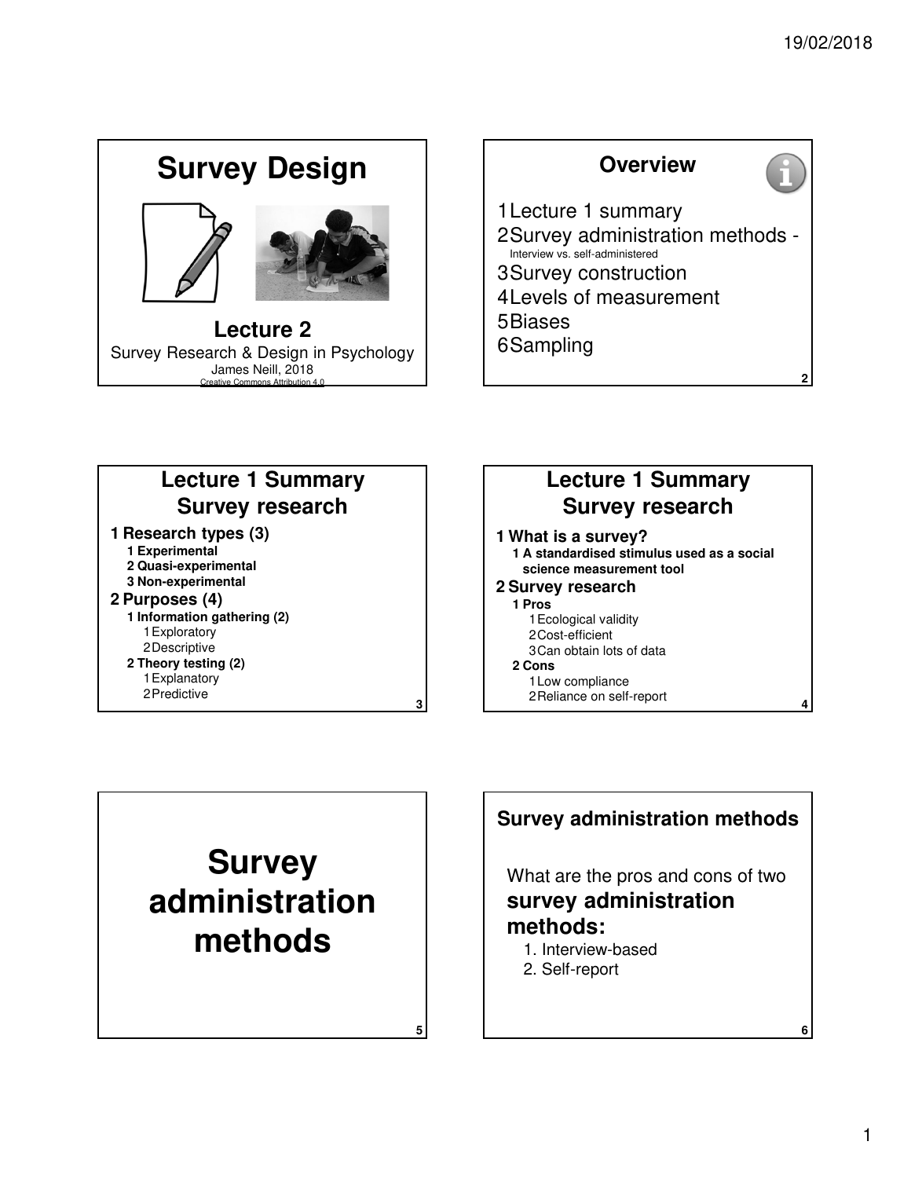# Survey Design

## Lecture 2

Survey Research & Design in Psychology

James Neill, 2018

Creative Commons Attribution 4.0

## Overview

1. Lecture 1 summary
2. Survey administration methods - Interview vs. self-administered
3. Survey construction
4. Levels of measurement
5. Biases
6. Sampling

## Lecture 1 Summary Survey research

1. **Research types (3)**
   1. **Experimental**
   2. **Quasi-experimental**
   3. **Non-experimental**
2. **Purposes (4)**
   1. **Information gathering (2)**
      1. Exploratory
      2. Descriptive
   2. **Theory testing (2)**
      1. Explanatory
      2. Predictive

## Lecture 1 Summary Survey research

1. **What is a survey?**
   1. **A standardised stimulus used as a social science measurement tool**
2. **Survey research**
   1. **Pros**
      1. Ecological validity
      2. Cost-efficient
      3. Can obtain lots of data
   2. **Cons**
      1. Low compliance
      2. Reliance on self-report

# Survey administration methods

## Survey administration methods

What are the pros and cons of two **survey administration methods:**

1. Interview-based
2. Self-report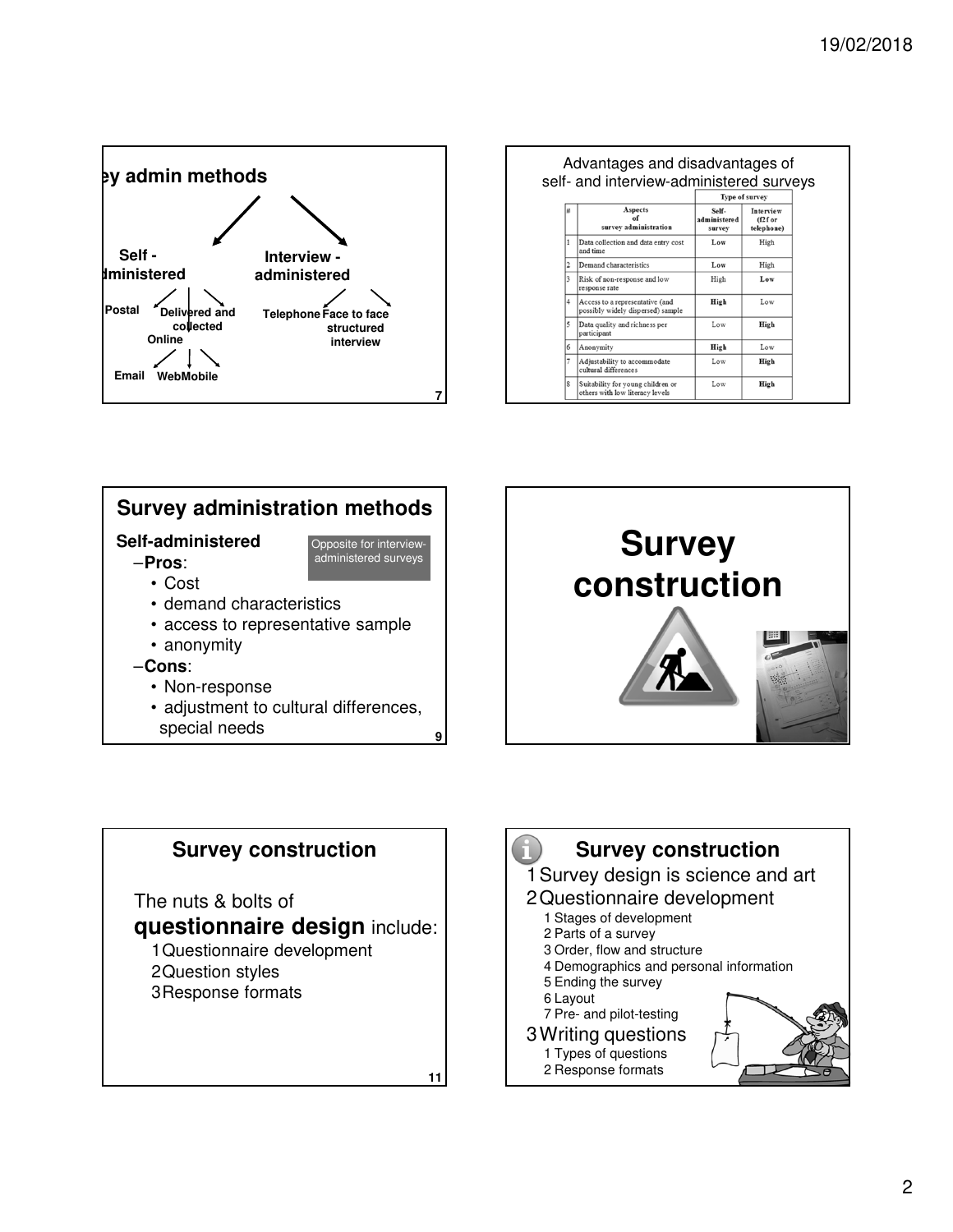## Survey admin methods

- Self-administered
  - Postal
  - Delivered and collected
  - Online
    - Email
    - Web
    - Mobile
- Interview-administered
  - Telephone
  - Face to face structured interview

Advantages and disadvantages of self- and interview-administered surveys

| # | Aspects of survey administration | Self-administered survey | Interview (f2f or telephone) |
|---|---|---|---|
| 1 | Data collection and data entry cost and time | **Low** | High |
| 2 | Demand characteristics | **Low** | High |
| 3 | Risk of non-response and low response rate | High | **Low** |
| 4 | Access to a representative (and possibly widely dispersed) sample | **High** | Low |
| 5 | Data quality and richness per participant | Low | **High** |
| 6 | Anonymity | **High** | Low |
| 7 | Adjustability to accommodate cultural differences | Low | **High** |
| 8 | Suitability for young children or others with low literacy levels | Low | **High** |

## Survey administration methods

Opposite for interview-administered surveys

**Self-administered**

- **Pros**:
  - Cost
  - demand characteristics
  - access to representative sample
  - anonymity
- **Cons**:
  - Non-response
  - adjustment to cultural differences, special needs

# Survey construction

## Survey construction

The nuts & bolts of **questionnaire design** include:

1. Questionnaire development
2. Question styles
3. Response formats

## Survey construction

1. Survey design is science and art
2. Questionnaire development
   1. Stages of development
   2. Parts of a survey
   3. Order, flow and structure
   4. Demographics and personal information
   5. Ending the survey
   6. Layout
   7. Pre- and pilot-testing
3. Writing questions
   1. Types of questions
   2. Response formats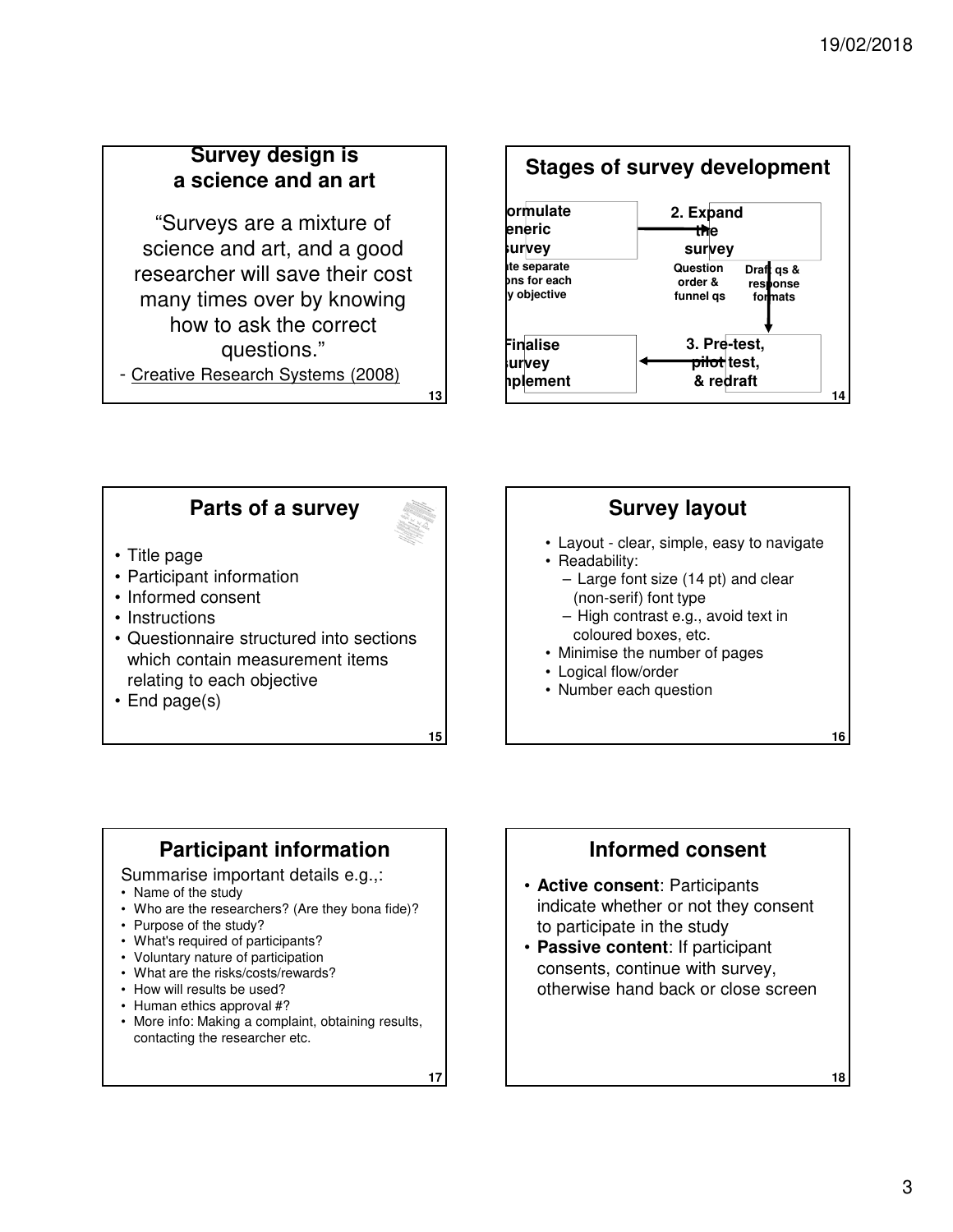## Survey design is a science and an art

"Surveys are a mixture of science and art, and a good researcher will save their cost many times over by knowing how to ask the correct questions."

- Creative Research Systems (2008)

## Stages of survey development

ormulate eneric survey

te separate ons for each y objective

2. Expand the survey

Question order & funnel qs

Draft qs & response formats

3. Pre-test, ~~pilot~~ test, & redraft

Finalise survey nplement

## Parts of a survey

- Title page
- Participant information
- Informed consent
- Instructions
- Questionnaire structured into sections which contain measurement items relating to each objective
- End page(s)

## Survey layout

- Layout - clear, simple, easy to navigate
- Readability:
  - Large font size (14 pt) and clear (non-serif) font type
  - High contrast e.g., avoid text in coloured boxes, etc.
- Minimise the number of pages
- Logical flow/order
- Number each question

## Participant information

Summarise important details e.g.,:

- Name of the study
- Who are the researchers? (Are they bona fide)?
- Purpose of the study?
- What's required of participants?
- Voluntary nature of participation
- What are the risks/costs/rewards?
- How will results be used?
- Human ethics approval #?
- More info: Making a complaint, obtaining results, contacting the researcher etc.

## Informed consent

- **Active consent**: Participants indicate whether or not they consent to participate in the study
- **Passive content**: If participant consents, continue with survey, otherwise hand back or close screen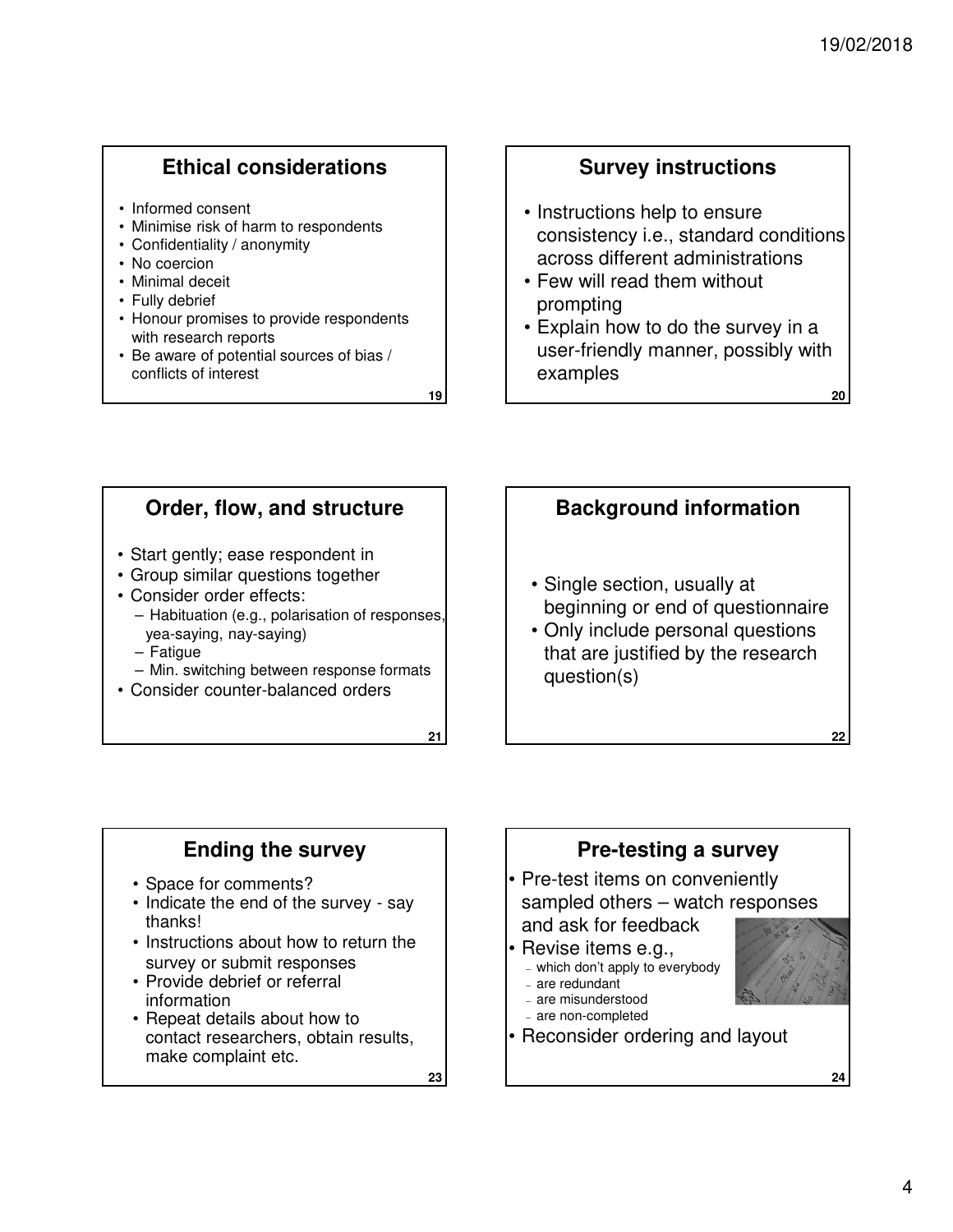## Ethical considerations

- Informed consent
- Minimise risk of harm to respondents
- Confidentiality / anonymity
- No coercion
- Minimal deceit
- Fully debrief
- Honour promises to provide respondents with research reports
- Be aware of potential sources of bias / conflicts of interest

## Survey instructions

- Instructions help to ensure consistency i.e., standard conditions across different administrations
- Few will read them without prompting
- Explain how to do the survey in a user-friendly manner, possibly with examples

## Order, flow, and structure

- Start gently; ease respondent in
- Group similar questions together
- Consider order effects:
  - Habituation (e.g., polarisation of responses, yea-saying, nay-saying)
  - Fatigue
  - Min. switching between response formats
- Consider counter-balanced orders

## Background information

- Single section, usually at beginning or end of questionnaire
- Only include personal questions that are justified by the research question(s)

## Ending the survey

- Space for comments?
- Indicate the end of the survey - say thanks!
- Instructions about how to return the survey or submit responses
- Provide debrief or referral information
- Repeat details about how to contact researchers, obtain results, make complaint etc.

## Pre-testing a survey

- Pre-test items on conveniently sampled others – watch responses and ask for feedback
- Revise items e.g.,
  - which don't apply to everybody
  - are redundant
  - are misunderstood
  - are non-completed
- Reconsider ordering and layout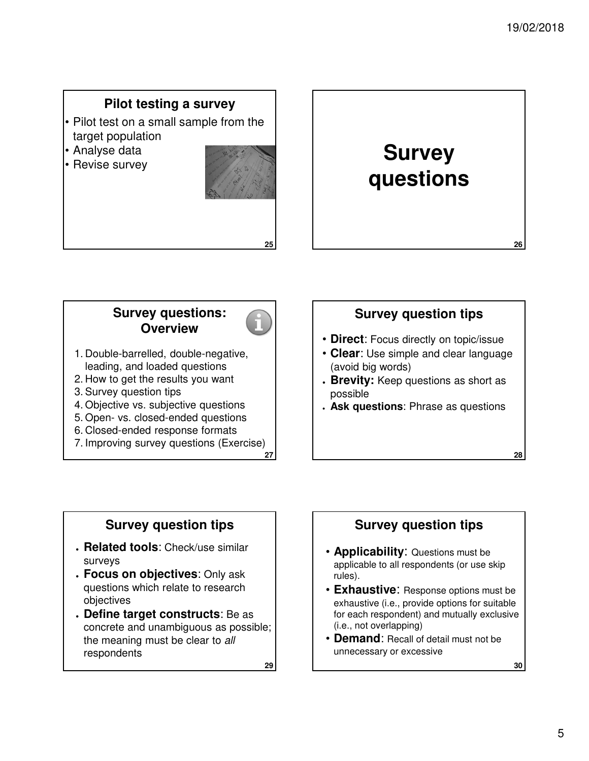## Pilot testing a survey

- Pilot test on a small sample from the target population
- Analyse data
- Revise survey

# Survey questions

## Survey questions: Overview

1. Double-barrelled, double-negative, leading, and loaded questions
2. How to get the results you want
3. Survey question tips
4. Objective vs. subjective questions
5. Open- vs. closed-ended questions
6. Closed-ended response formats
7. Improving survey questions (Exercise)

## Survey question tips

- **Direct**: Focus directly on topic/issue
- **Clear**: Use simple and clear language (avoid big words)
- **Brevity:** Keep questions as short as possible
- **Ask questions**: Phrase as questions

## Survey question tips

- **Related tools**: Check/use similar surveys
- **Focus on objectives**: Only ask questions which relate to research objectives
- **Define target constructs**: Be as concrete and unambiguous as possible; the meaning must be clear to *all* respondents

## Survey question tips

- **Applicability**: Questions must be applicable to all respondents (or use skip rules).
- **Exhaustive**: Response options must be exhaustive (i.e., provide options for suitable for each respondent) and mutually exclusive (i.e., not overlapping)
- **Demand**: Recall of detail must not be unnecessary or excessive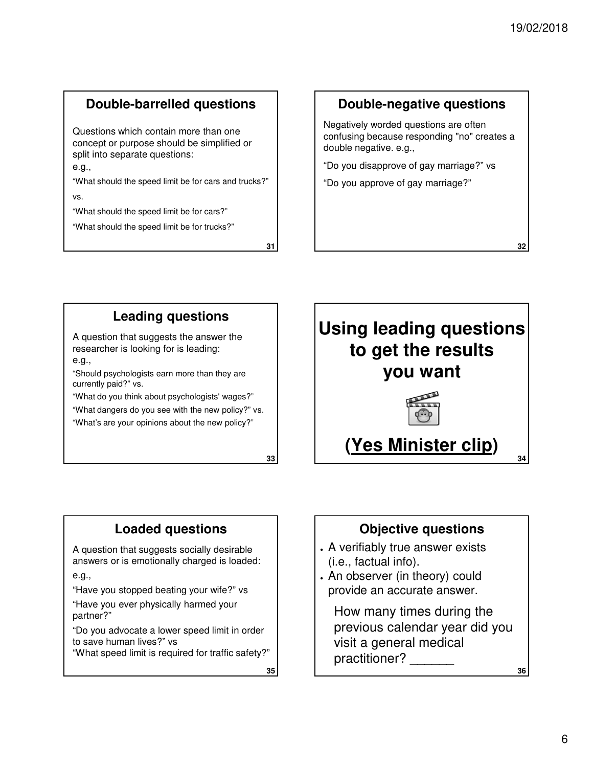## Double-barrelled questions

Questions which contain more than one concept or purpose should be simplified or split into separate questions:
e.g.,

"What should the speed limit be for cars and trucks?"

vs.

"What should the speed limit be for cars?"

"What should the speed limit be for trucks?"

## Double-negative questions

Negatively worded questions are often confusing because responding "no" creates a double negative. e.g.,

"Do you disapprove of gay marriage?" vs

"Do you approve of gay marriage?"

## Leading questions

A question that suggests the answer the researcher is looking for is leading:
e.g.,

"Should psychologists earn more than they are currently paid?" vs.

"What do you think about psychologists' wages?"

"What dangers do you see with the new policy?" vs.

"What's are your opinions about the new policy?"

## Using leading questions to get the results you want

**(Yes Minister clip)**

## Loaded questions

A question that suggests socially desirable answers or is emotionally charged is loaded:

e.g.,

"Have you stopped beating your wife?" vs

"Have you ever physically harmed your partner?"

"Do you advocate a lower speed limit in order to save human lives?" vs
"What speed limit is required for traffic safety?"

## Objective questions

- A verifiably true answer exists (i.e., factual info).
- An observer (in theory) could provide an accurate answer.

How many times during the previous calendar year did you visit a general medical practitioner? ______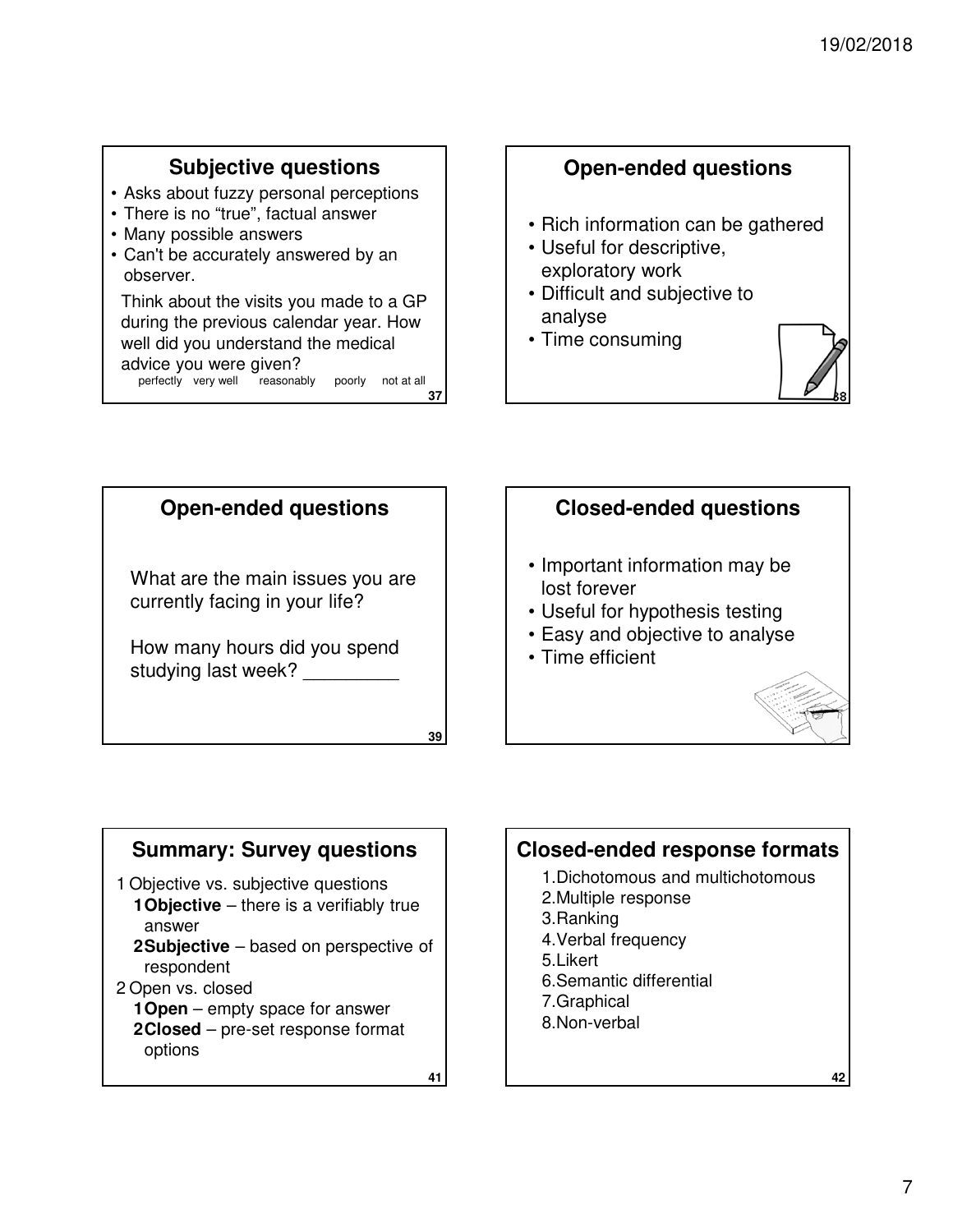## Subjective questions

- Asks about fuzzy personal perceptions
- There is no "true", factual answer
- Many possible answers
- Can't be accurately answered by an observer.

Think about the visits you made to a GP during the previous calendar year. How well did you understand the medical advice you were given?

perfectly very well reasonably poorly not at all

## Open-ended questions

- Rich information can be gathered
- Useful for descriptive, exploratory work
- Difficult and subjective to analyse
- Time consuming

## Open-ended questions

What are the main issues you are currently facing in your life?

How many hours did you spend studying last week? _________

## Closed-ended questions

- Important information may be lost forever
- Useful for hypothesis testing
- Easy and objective to analyse
- Time efficient

## Summary: Survey questions

1. Objective vs. subjective questions
   1. **Objective** – there is a verifiably true answer
   2. **Subjective** – based on perspective of respondent
2. Open vs. closed
   1. **Open** – empty space for answer
   2. **Closed** – pre-set response format options

## Closed-ended response formats

1. Dichotomous and multichotomous
2. Multiple response
3. Ranking
4. Verbal frequency
5. Likert
6. Semantic differential
7. Graphical
8. Non-verbal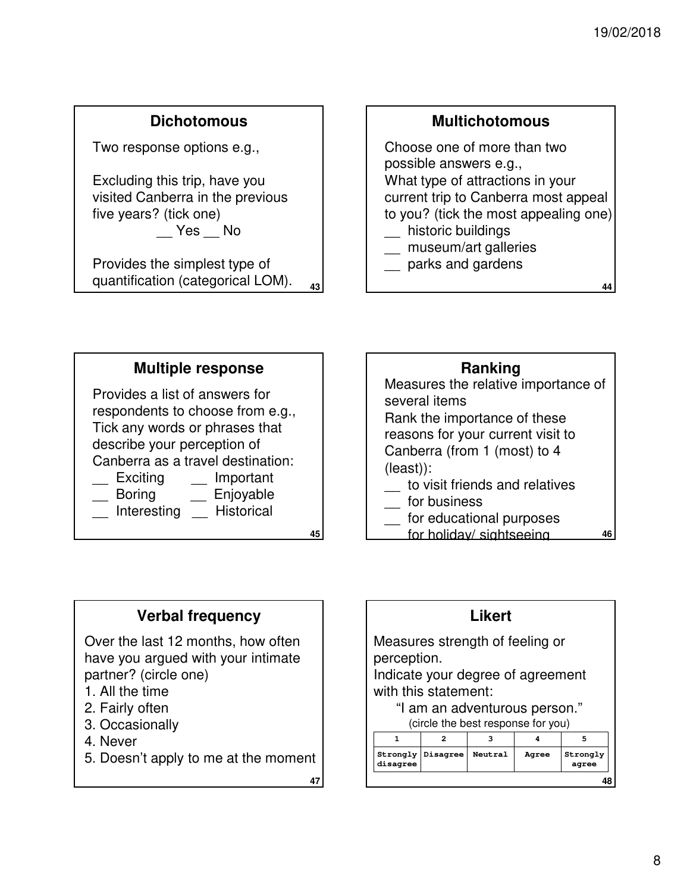## Dichotomous

Two response options e.g.,

Excluding this trip, have you visited Canberra in the previous five years? (tick one)

__ Yes __ No

Provides the simplest type of quantification (categorical LOM).

## Multichotomous

Choose one of more than two possible answers e.g.,

What type of attractions in your current trip to Canberra most appeal to you? (tick the most appealing one)

- __ historic buildings
- __ museum/art galleries
- __ parks and gardens

## Multiple response

Provides a list of answers for respondents to choose from e.g.,

Tick any words or phrases that describe your perception of Canberra as a travel destination:

- __ Exciting
- __ Important
- __ Boring
- __ Enjoyable
- __ Interesting
- __ Historical

## Ranking

Measures the relative importance of several items

Rank the importance of these reasons for your current visit to Canberra (from 1 (most) to 4 (least)):

- __ to visit friends and relatives
- __ for business
- __ for educational purposes
- __ for holiday/ sightseeing

## Verbal frequency

Over the last 12 months, how often have you argued with your intimate partner? (circle one)

1. All the time
2. Fairly often
3. Occasionally
4. Never
5. Doesn't apply to me at the moment

## Likert

Measures strength of feeling or perception.

Indicate your degree of agreement with this statement:

"I am an adventurous person."

(circle the best response for you)

| 1 | 2 | 3 | 4 | 5 |
|---|---|---|---|---|
| Strongly disagree | Disagree | Neutral | Agree | Strongly agree |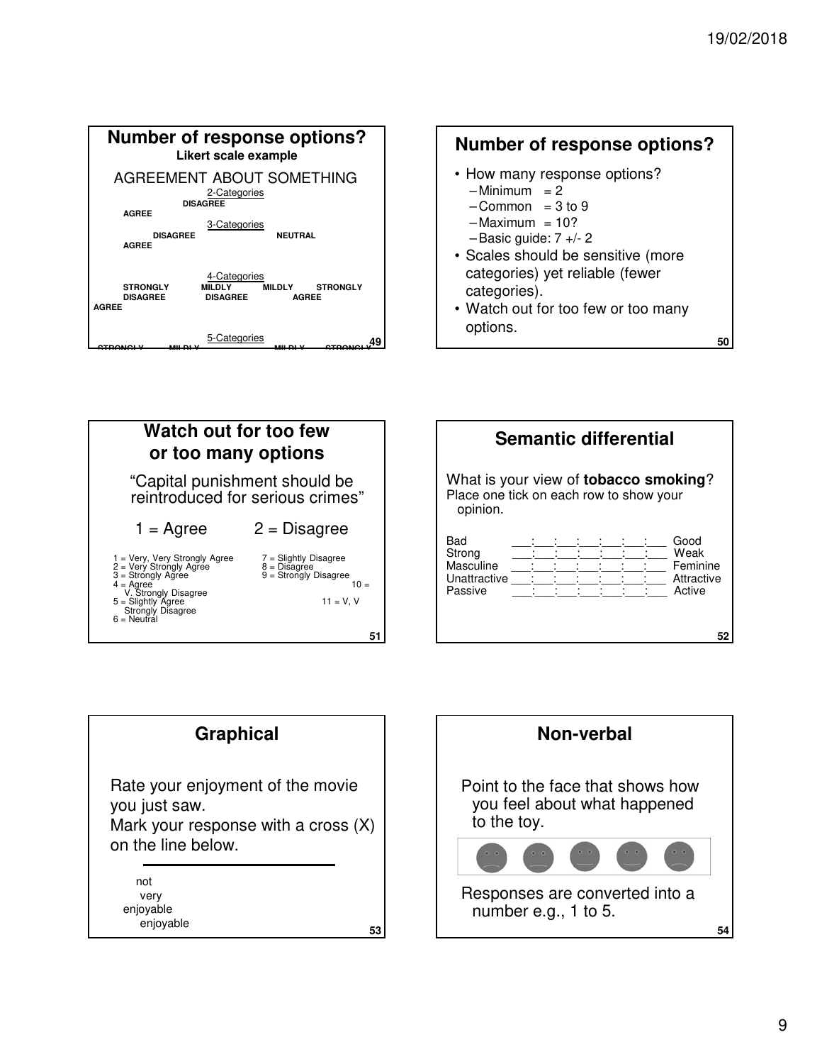## Number of response options?

**Likert scale example**

AGREEMENT ABOUT SOMETHING

2-Categories

**DISAGREE**

**AGREE**

3-Categories

**DISAGREE** **NEUTRAL**

**AGREE**

4-Categories

**STRONGLY DISAGREE** **MILDLY DISAGREE** **MILDLY AGREE** **STRONGLY AGREE**

5-Categories

## Number of response options?

- How many response options?
  - Minimum = 2
  - Common = 3 to 9
  - Maximum = 10?
  - Basic guide: 7 +/- 2
- Scales should be sensitive (more categories) yet reliable (fewer categories).
- Watch out for too few or too many options.

## Watch out for too few or too many options

"Capital punishment should be reintroduced for serious crimes"

1 = Agree 2 = Disagree

1 = Very, Very Strongly Agree
2 = Very Strongly Agree
3 = Strongly Agree
4 = Agree
5 = Slightly Agree
6 = Neutral
7 = Slightly Disagree
8 = Disagree
9 = Strongly Disagree
10 = V. Strongly Disagree
11 = V, V Strongly Disagree

## Semantic differential

What is your view of **tobacco smoking**?
Place one tick on each row to show your opinion.

| | | | | | | | | |
|---|---|---|---|---|---|---|---|---|
| Bad | ___ | ___ | ___ | ___ | ___ | ___ | ___ | Good |
| Strong | ___ | ___ | ___ | ___ | ___ | ___ | ___ | Weak |
| Masculine | ___ | ___ | ___ | ___ | ___ | ___ | ___ | Feminine |
| Unattractive | ___ | ___ | ___ | ___ | ___ | ___ | ___ | Attractive |
| Passive | ___ | ___ | ___ | ___ | ___ | ___ | ___ | Active |

## Graphical

Rate your enjoyment of the movie you just saw.
Mark your response with a cross (X) on the line below.

______________________________

not very enjoyable enjoyable

## Non-verbal

Point to the face that shows how you feel about what happened to the toy.

Responses are converted into a number e.g., 1 to 5.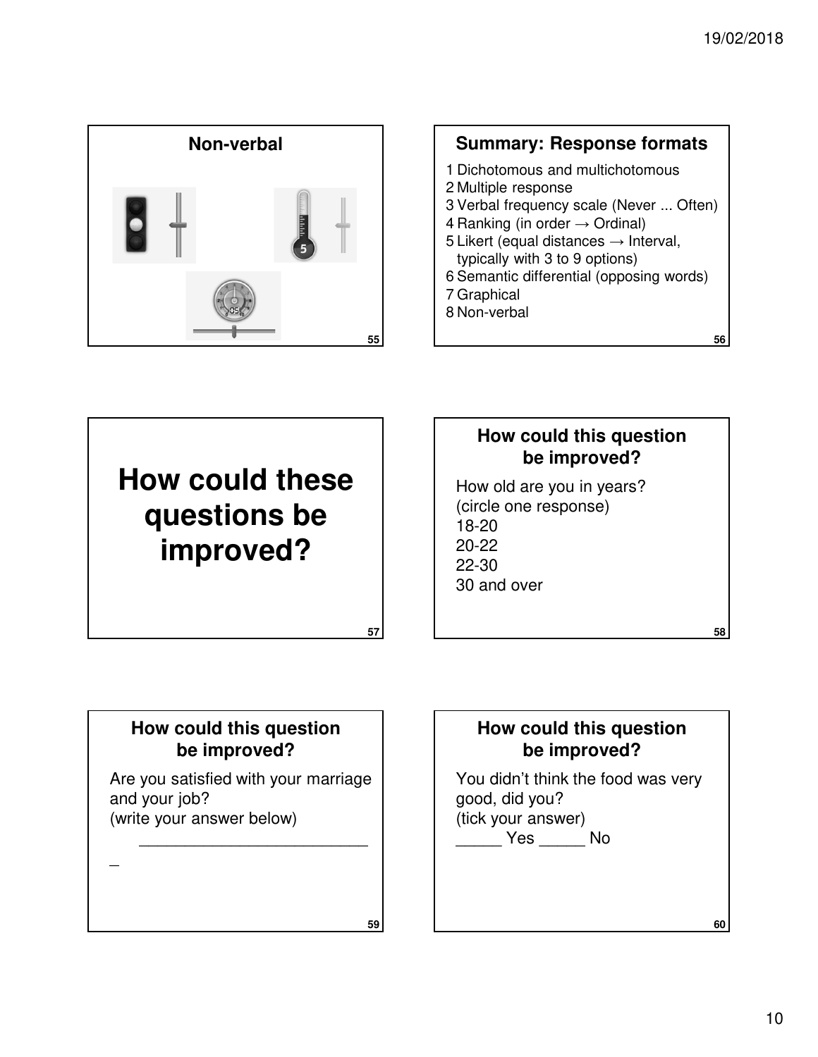## Non-verbal

## Summary: Response formats

1. Dichotomous and multichotomous
2. Multiple response
3. Verbal frequency scale (Never ... Often)
4. Ranking (in order → Ordinal)
5. Likert (equal distances → Interval, typically with 3 to 9 options)
6. Semantic differential (opposing words)
7. Graphical
8. Non-verbal

# How could these questions be improved?

## How could this question be improved?

How old are you in years?
(circle one response)
18-20
20-22
22-30
30 and over

## How could this question be improved?

Are you satisfied with your marriage and your job?
(write your answer below)
___________________________

## How could this question be improved?

You didn't think the food was very good, did you?
(tick your answer)
_____ Yes _____ No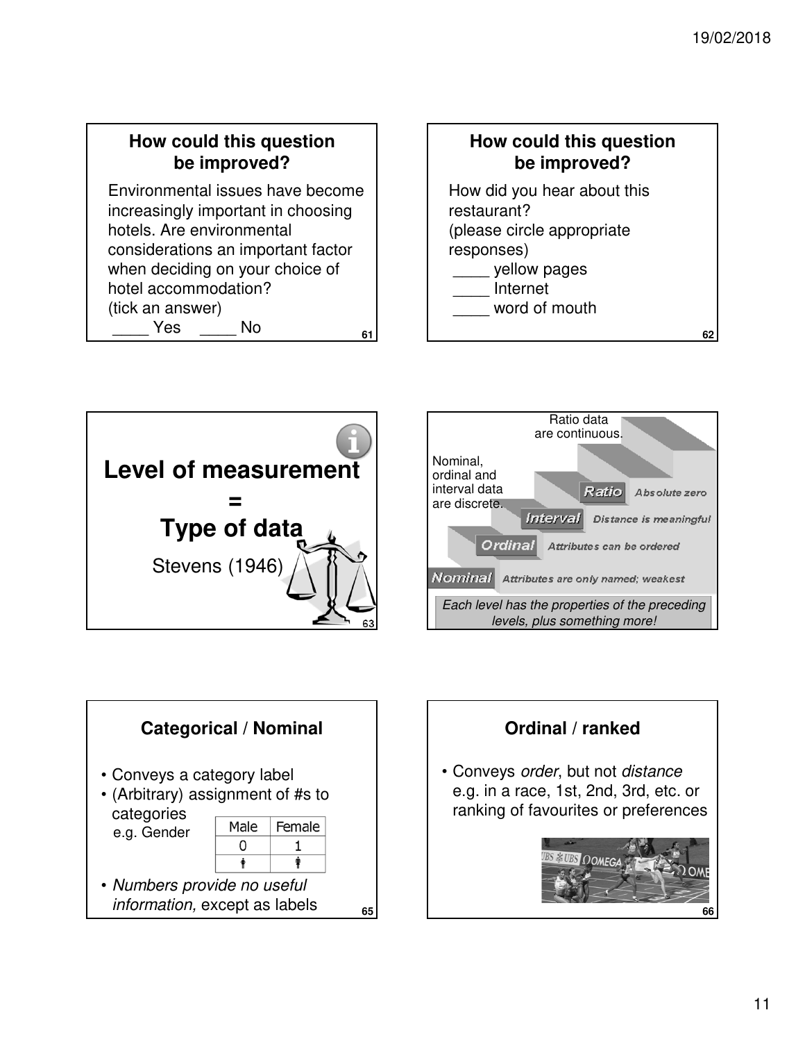## How could this question be improved?

Environmental issues have become increasingly important in choosing hotels. Are environmental considerations an important factor when deciding on your choice of hotel accommodation?
(tick an answer)
____ Yes ____ No

## How could this question be improved?

How did you hear about this restaurant?
(please circle appropriate responses)
____ yellow pages
____ Internet
____ word of mouth

## Level of measurement = Type of data

Stevens (1946)

Ratio data are continuous.

Nominal, ordinal and interval data are discrete.

- **Ratio** – Absolute zero
- **Interval** – Distance is meaningful
- **Ordinal** – Attributes can be ordered
- **Nominal** – Attributes are only named; weakest

*Each level has the properties of the preceding levels, plus something more!*

## Categorical / Nominal

- Conveys a category label
- (Arbitrary) assignment of #s to categories
  e.g. Gender

| Male | Female |
| --- | --- |
| 0 | 1 |

- *Numbers provide no useful information,* except as labels

## Ordinal / ranked

- Conveys *order*, but not *distance*
  e.g. in a race, 1st, 2nd, 3rd, etc. or ranking of favourites or preferences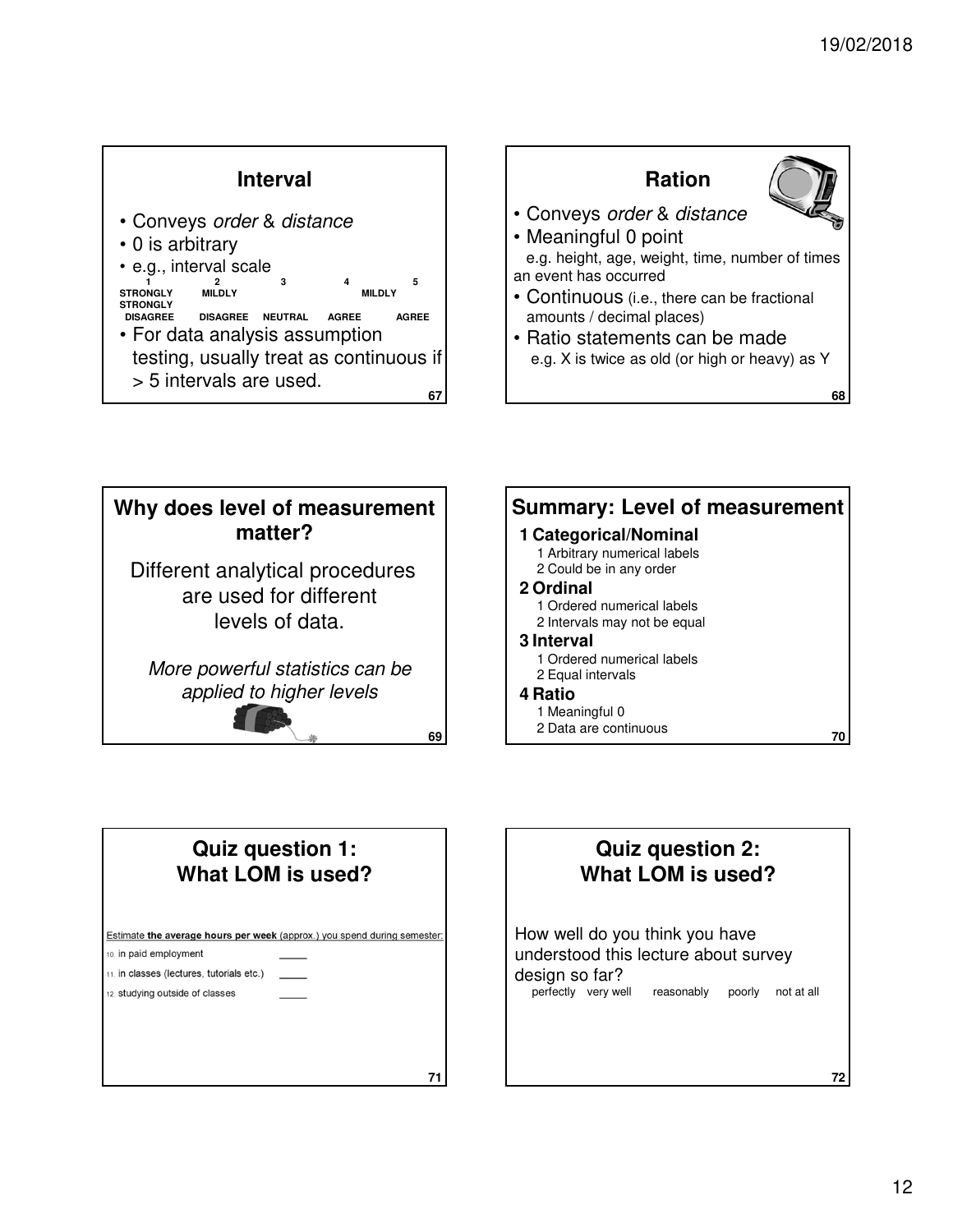## Interval

- Conveys *order* & *distance*
- 0 is arbitrary
- e.g., interval scale

| 1 | 2 | 3 | 4 | 5 |
|---|---|---|---|---|
| STRONGLY DISAGREE | MILDLY DISAGREE | NEUTRAL | MILDLY AGREE | STRONGLY AGREE |

- For data analysis assumption testing, usually treat as continuous if > 5 intervals are used.

## Ration

- Conveys *order* & *distance*
- Meaningful 0 point
  e.g. height, age, weight, time, number of times an event has occurred
- Continuous (i.e., there can be fractional amounts / decimal places)
- Ratio statements can be made
  e.g. X is twice as old (or high or heavy) as Y

## Why does level of measurement matter?

Different analytical procedures are used for different levels of data.

*More powerful statistics can be applied to higher levels*

## Summary: Level of measurement

**1 Categorical/Nominal**
1 Arbitrary numerical labels
2 Could be in any order

**2 Ordinal**
1 Ordered numerical labels
2 Intervals may not be equal

**3 Interval**
1 Ordered numerical labels
2 Equal intervals

**4 Ratio**
1 Meaningful 0
2 Data are continuous

## Quiz question 1: What LOM is used?

Estimate **the average hours per week** (approx.) you spend during semester:

10. in paid employment ____
11. in classes (lectures, tutorials etc.) ____
12. studying outside of classes ____

## Quiz question 2: What LOM is used?

How well do you think you have understood this lecture about survey design so far?

perfectly   very well   reasonably   poorly   not at all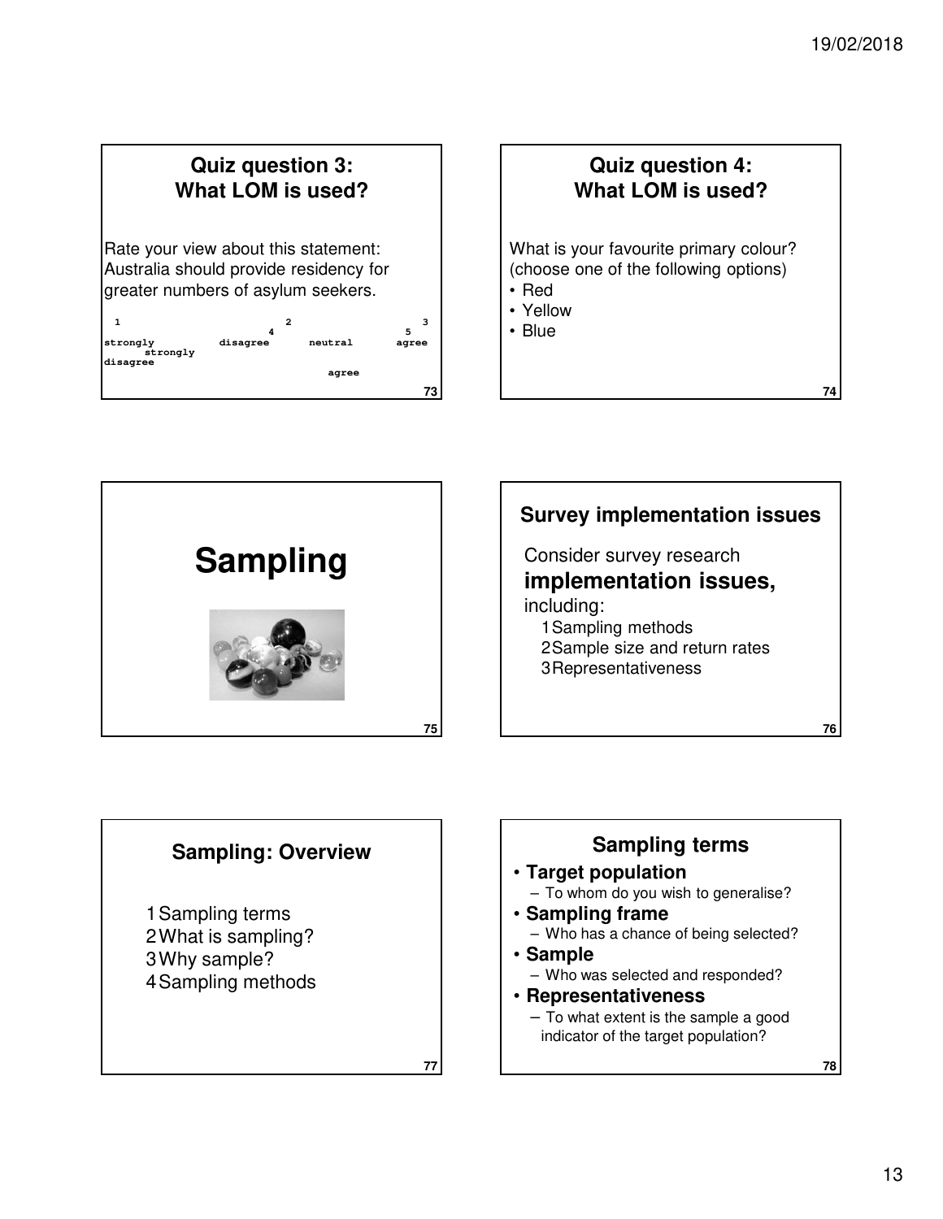## Quiz question 3: What LOM is used?

Rate your view about this statement: Australia should provide residency for greater numbers of asylum seekers.

```
 1                          2                    3
                            4                  5
strongly          disagree       neutral       agree
      strongly
disagree
                                   agree
```

## Quiz question 4: What LOM is used?

What is your favourite primary colour? (choose one of the following options)

- Red
- Yellow
- Blue

# Sampling

## Survey implementation issues

Consider survey research **implementation issues,** including:

1. Sampling methods
2. Sample size and return rates
3. Representativeness

## Sampling: Overview

1. Sampling terms
2. What is sampling?
3. Why sample?
4. Sampling methods

## Sampling terms

- **Target population**
  - To whom do you wish to generalise?
- **Sampling frame**
  - Who has a chance of being selected?
- **Sample**
  - Who was selected and responded?
- **Representativeness**
  - To what extent is the sample a good indicator of the target population?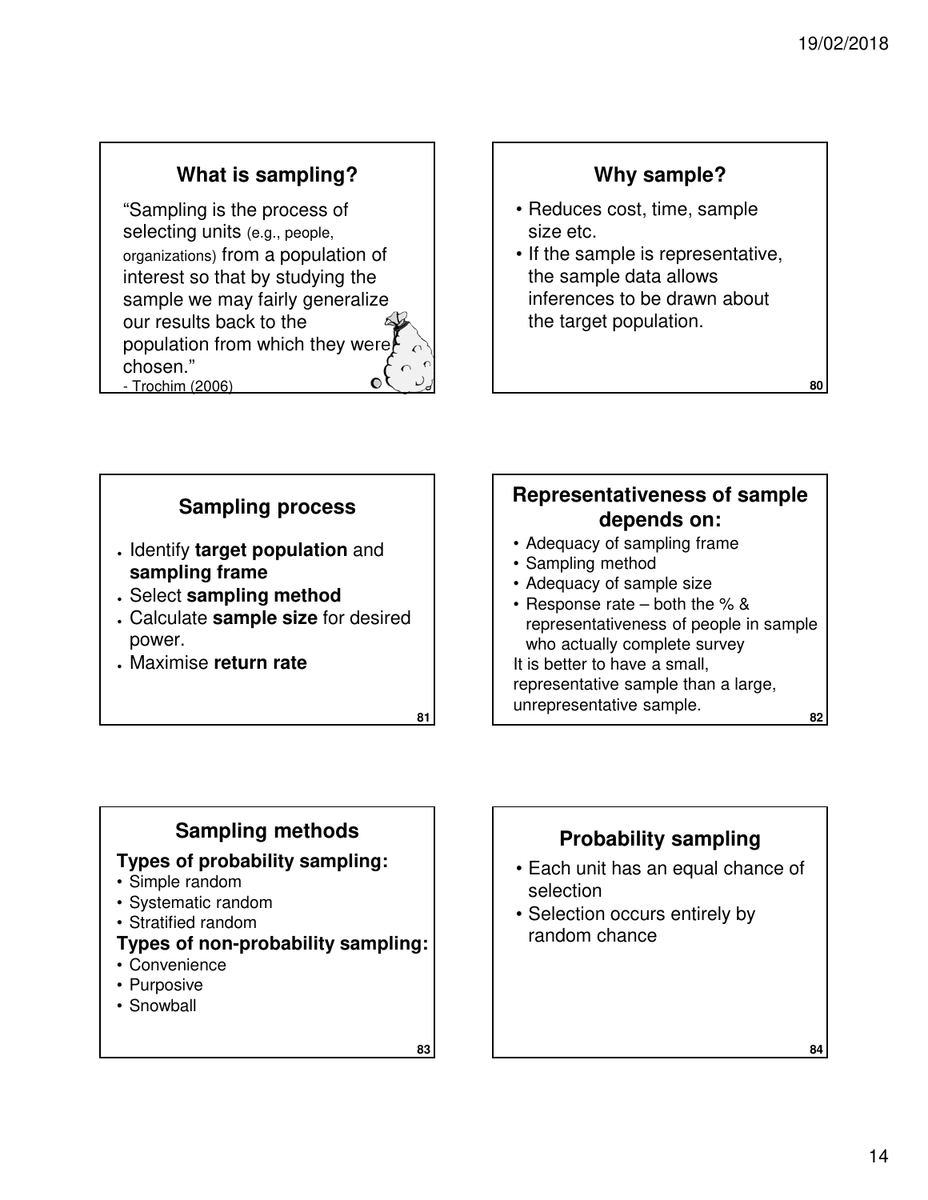## What is sampling?

"Sampling is the process of selecting units (e.g., people, organizations) from a population of interest so that by studying the sample we may fairly generalize our results back to the population from which they were chosen."
- Trochim (2006)

## Why sample?

- Reduces cost, time, sample size etc.
- If the sample is representative, the sample data allows inferences to be drawn about the target population.

## Sampling process

- Identify **target population** and **sampling frame**
- Select **sampling method**
- Calculate **sample size** for desired power.
- Maximise **return rate**

## Representativeness of sample depends on:

- Adequacy of sampling frame
- Sampling method
- Adequacy of sample size
- Response rate – both the % & representativeness of people in sample who actually complete survey

It is better to have a small, representative sample than a large, unrepresentative sample.

## Sampling methods

**Types of probability sampling:**
- Simple random
- Systematic random
- Stratified random

**Types of non-probability sampling:**
- Convenience
- Purposive
- Snowball

## Probability sampling

- Each unit has an equal chance of selection
- Selection occurs entirely by random chance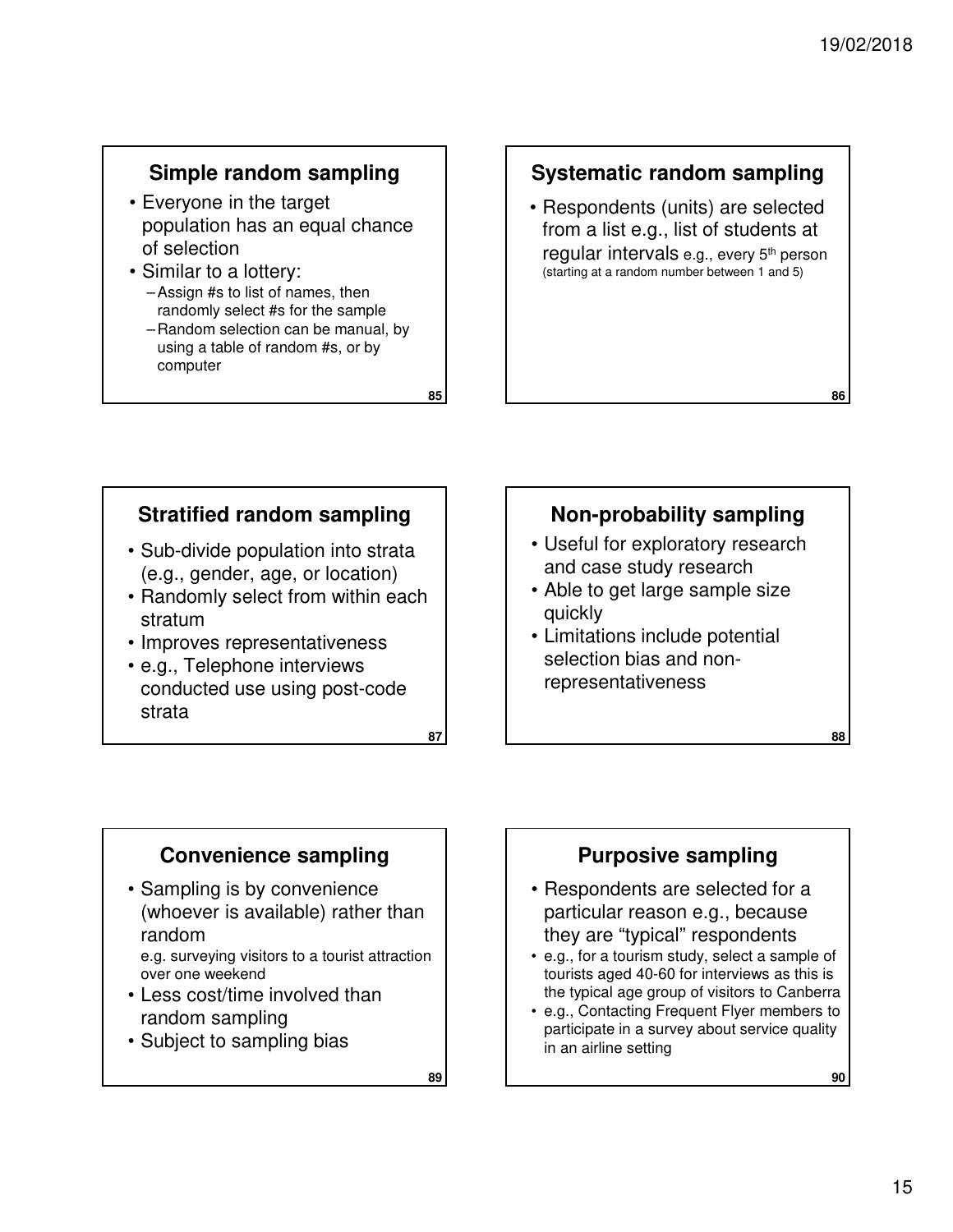## Simple random sampling

- Everyone in the target population has an equal chance of selection
- Similar to a lottery:
  - Assign #s to list of names, then randomly select #s for the sample
  - Random selection can be manual, by using a table of random #s, or by computer

## Systematic random sampling

- Respondents (units) are selected from a list e.g., list of students at regular intervals e.g., every 5th person (starting at a random number between 1 and 5)

## Stratified random sampling

- Sub-divide population into strata (e.g., gender, age, or location)
- Randomly select from within each stratum
- Improves representativeness
- e.g., Telephone interviews conducted use using post-code strata

## Non-probability sampling

- Useful for exploratory research and case study research
- Able to get large sample size quickly
- Limitations include potential selection bias and non-representativeness

## Convenience sampling

- Sampling is by convenience (whoever is available) rather than random
  e.g. surveying visitors to a tourist attraction over one weekend
- Less cost/time involved than random sampling
- Subject to sampling bias

## Purposive sampling

- Respondents are selected for a particular reason e.g., because they are "typical" respondents
- e.g., for a tourism study, select a sample of tourists aged 40-60 for interviews as this is the typical age group of visitors to Canberra
- e.g., Contacting Frequent Flyer members to participate in a survey about service quality in an airline setting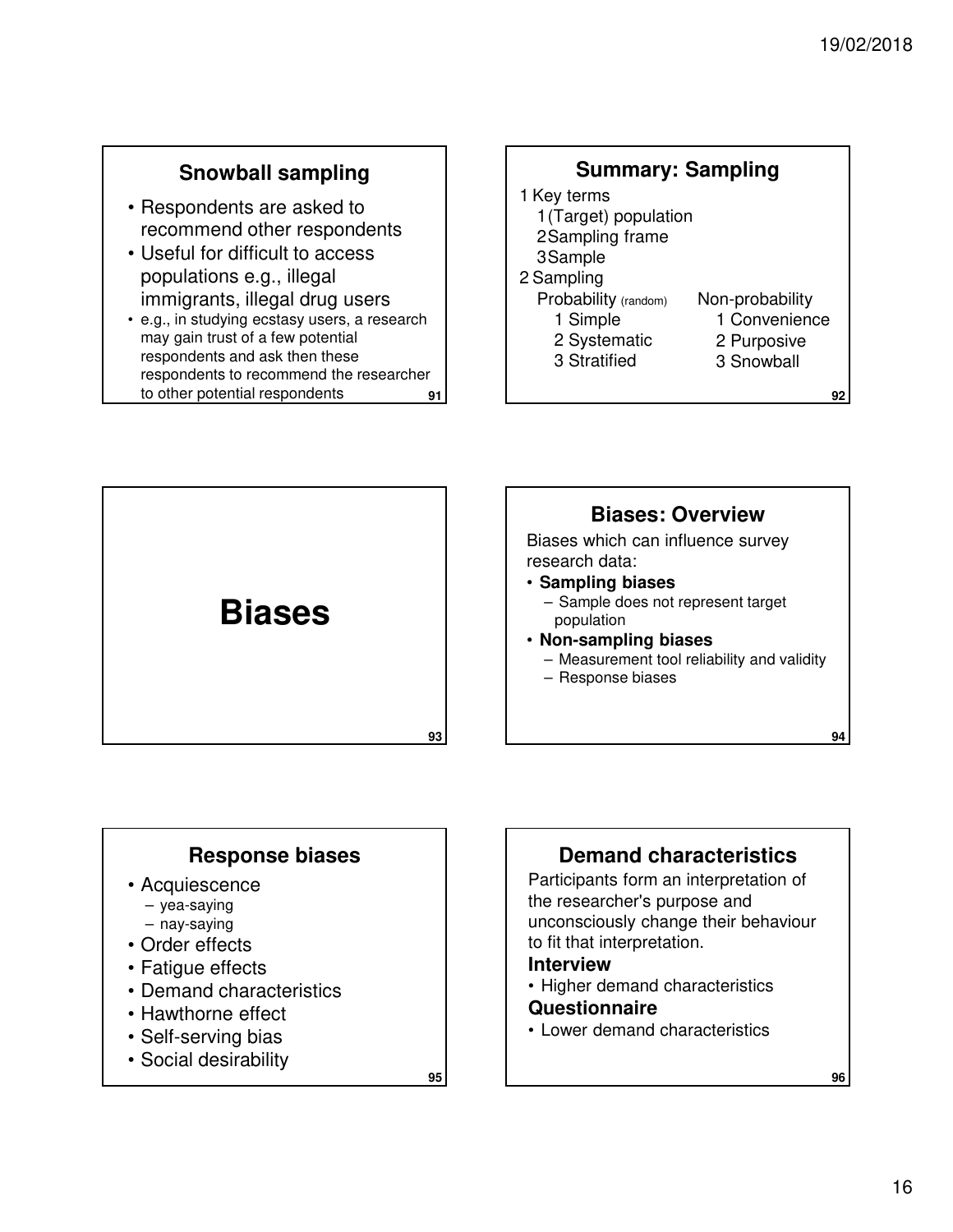## Snowball sampling

- Respondents are asked to recommend other respondents
- Useful for difficult to access populations e.g., illegal immigrants, illegal drug users
- e.g., in studying ecstasy users, a research may gain trust of a few potential respondents and ask then these respondents to recommend the researcher to other potential respondents

## Summary: Sampling

1 Key terms
  1 (Target) population
  2 Sampling frame
  3 Sample
2 Sampling

| Probability (random) | Non-probability |
| --- | --- |
| 1 Simple | 1 Convenience |
| 2 Systematic | 2 Purposive |
| 3 Stratified | 3 Snowball |

# Biases

## Biases: Overview

Biases which can influence survey research data:

- **Sampling biases**
  - Sample does not represent target population
- **Non-sampling biases**
  - Measurement tool reliability and validity
  - Response biases

## Response biases

- Acquiescence
  - yea-saying
  - nay-saying
- Order effects
- Fatigue effects
- Demand characteristics
- Hawthorne effect
- Self-serving bias
- Social desirability

## Demand characteristics

Participants form an interpretation of the researcher's purpose and unconsciously change their behaviour to fit that interpretation.

**Interview**

- Higher demand characteristics

**Questionnaire**

- Lower demand characteristics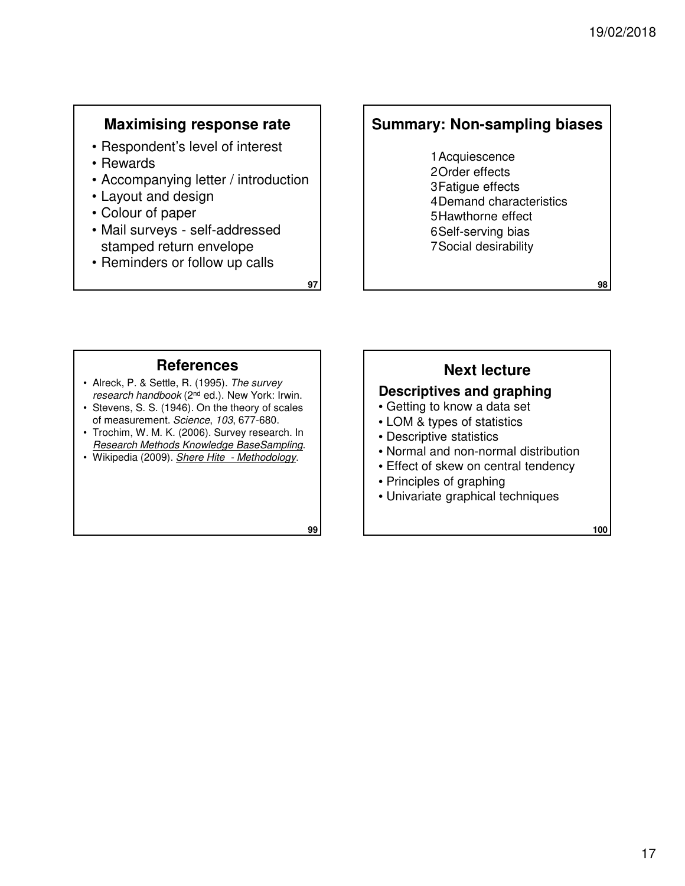## Maximising response rate

- Respondent's level of interest
- Rewards
- Accompanying letter / introduction
- Layout and design
- Colour of paper
- Mail surveys - self-addressed stamped return envelope
- Reminders or follow up calls

## Summary: Non-sampling biases

1. Acquiescence
2. Order effects
3. Fatigue effects
4. Demand characteristics
5. Hawthorne effect
6. Self-serving bias
7. Social desirability

## References

- Alreck, P. & Settle, R. (1995). *The survey research handbook* (2nd ed.). New York: Irwin.
- Stevens, S. S. (1946). On the theory of scales of measurement. *Science*, *103*, 677-680.
- Trochim, W. M. K. (2006). Survey research. In Research Methods Knowledge BaseSampling.
- Wikipedia (2009). *Shere Hite - Methodology*.

## Next lecture

**Descriptives and graphing**

- Getting to know a data set
- LOM & types of statistics
- Descriptive statistics
- Normal and non-normal distribution
- Effect of skew on central tendency
- Principles of graphing
- Univariate graphical techniques